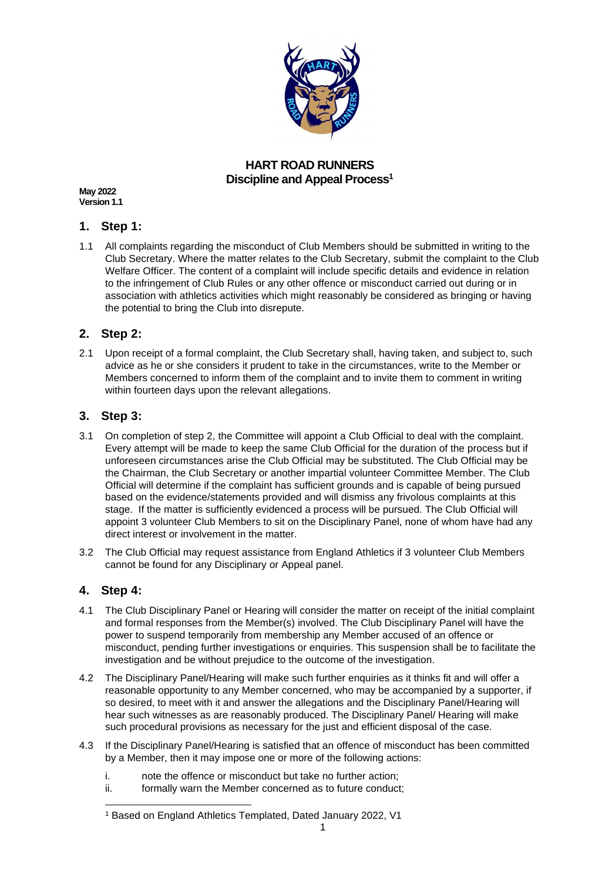# HART ROAD RUNNERS
## Discipline and Appeal Process[1]

**May 2022**
**Version 1.1**

## 1. Step 1:

1.1 All complaints regarding the misconduct of Club Members should be submitted in writing to the Club Secretary. Where the matter relates to the Club Secretary, submit the complaint to the Club Welfare Officer. The content of a complaint will include specific details and evidence in relation to the infringement of Club Rules or any other offence or misconduct carried out during or in association with athletics activities which might reasonably be considered as bringing or having the potential to bring the Club into disrepute.

## 2. Step 2:

2.1 Upon receipt of a formal complaint, the Club Secretary shall, having taken, and subject to, such advice as he or she considers it prudent to take in the circumstances, write to the Member or Members concerned to inform them of the complaint and to invite them to comment in writing within fourteen days upon the relevant allegations.

## 3. Step 3:

3.1 On completion of step 2, the Committee will appoint a Club Official to deal with the complaint. Every attempt will be made to keep the same Club Official for the duration of the process but if unforeseen circumstances arise the Club Official may be substituted. The Club Official may be the Chairman, the Club Secretary or another impartial volunteer Committee Member. The Club Official will determine if the complaint has sufficient grounds and is capable of being pursued based on the evidence/statements provided and will dismiss any frivolous complaints at this stage. If the matter is sufficiently evidenced a process will be pursued. The Club Official will appoint 3 volunteer Club Members to sit on the Disciplinary Panel, none of whom have had any direct interest or involvement in the matter.

3.2 The Club Official may request assistance from England Athletics if 3 volunteer Club Members cannot be found for any Disciplinary or Appeal panel.

## 4. Step 4:

4.1 The Club Disciplinary Panel or Hearing will consider the matter on receipt of the initial complaint and formal responses from the Member(s) involved. The Club Disciplinary Panel will have the power to suspend temporarily from membership any Member accused of an offence or misconduct, pending further investigations or enquiries. This suspension shall be to facilitate the investigation and be without prejudice to the outcome of the investigation.

4.2 The Disciplinary Panel/Hearing will make such further enquiries as it thinks fit and will offer a reasonable opportunity to any Member concerned, who may be accompanied by a supporter, if so desired, to meet with it and answer the allegations and the Disciplinary Panel/Hearing will hear such witnesses as are reasonably produced. The Disciplinary Panel/ Hearing will make such procedural provisions as necessary for the just and efficient disposal of the case.

4.3 If the Disciplinary Panel/Hearing is satisfied that an offence of misconduct has been committed by a Member, then it may impose one or more of the following actions:

i. note the offence or misconduct but take no further action;
ii. formally warn the Member concerned as to future conduct;

[1] Based on England Athletics Templated, Dated January 2022, V1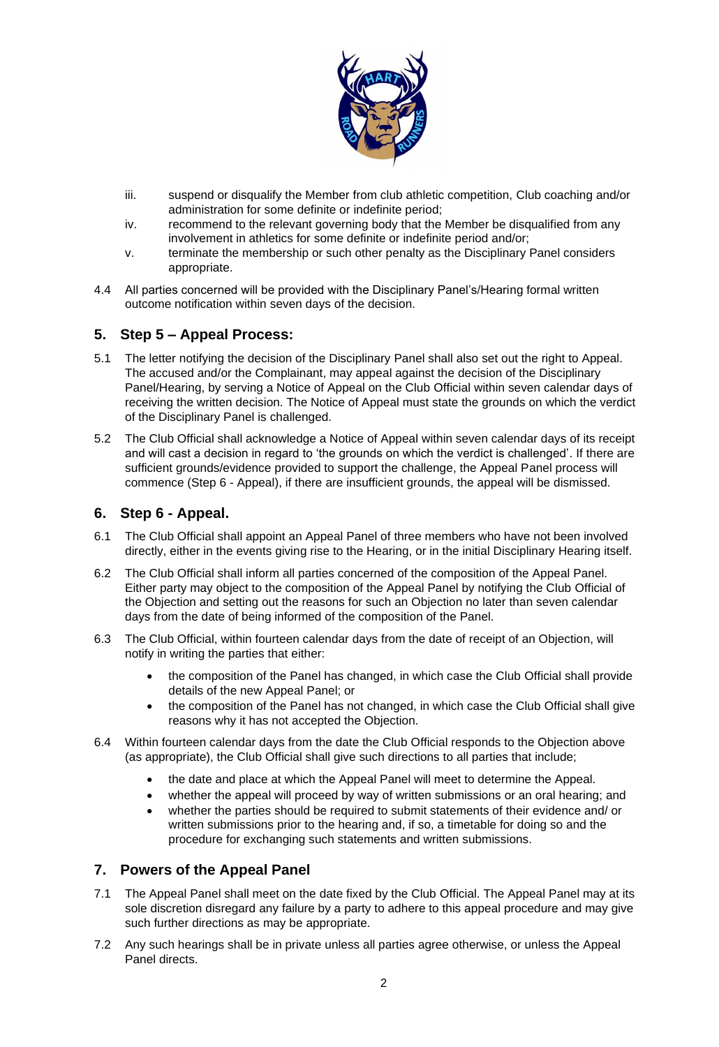iii. suspend or disqualify the Member from club athletic competition, Club coaching and/or administration for some definite or indefinite period;

iv. recommend to the relevant governing body that the Member be disqualified from any involvement in athletics for some definite or indefinite period and/or;

v. terminate the membership or such other penalty as the Disciplinary Panel considers appropriate.

4.4 All parties concerned will be provided with the Disciplinary Panel's/Hearing formal written outcome notification within seven days of the decision.

## 5. Step 5 – Appeal Process:

5.1 The letter notifying the decision of the Disciplinary Panel shall also set out the right to Appeal. The accused and/or the Complainant, may appeal against the decision of the Disciplinary Panel/Hearing, by serving a Notice of Appeal on the Club Official within seven calendar days of receiving the written decision. The Notice of Appeal must state the grounds on which the verdict of the Disciplinary Panel is challenged.

5.2 The Club Official shall acknowledge a Notice of Appeal within seven calendar days of its receipt and will cast a decision in regard to 'the grounds on which the verdict is challenged'. If there are sufficient grounds/evidence provided to support the challenge, the Appeal Panel process will commence (Step 6 - Appeal), if there are insufficient grounds, the appeal will be dismissed.

## 6. Step 6 - Appeal.

6.1 The Club Official shall appoint an Appeal Panel of three members who have not been involved directly, either in the events giving rise to the Hearing, or in the initial Disciplinary Hearing itself.

6.2 The Club Official shall inform all parties concerned of the composition of the Appeal Panel. Either party may object to the composition of the Appeal Panel by notifying the Club Official of the Objection and setting out the reasons for such an Objection no later than seven calendar days from the date of being informed of the composition of the Panel.

6.3 The Club Official, within fourteen calendar days from the date of receipt of an Objection, will notify in writing the parties that either:

- the composition of the Panel has changed, in which case the Club Official shall provide details of the new Appeal Panel; or
- the composition of the Panel has not changed, in which case the Club Official shall give reasons why it has not accepted the Objection.

6.4 Within fourteen calendar days from the date the Club Official responds to the Objection above (as appropriate), the Club Official shall give such directions to all parties that include;

- the date and place at which the Appeal Panel will meet to determine the Appeal.
- whether the appeal will proceed by way of written submissions or an oral hearing; and
- whether the parties should be required to submit statements of their evidence and/ or written submissions prior to the hearing and, if so, a timetable for doing so and the procedure for exchanging such statements and written submissions.

## 7. Powers of the Appeal Panel

7.1 The Appeal Panel shall meet on the date fixed by the Club Official. The Appeal Panel may at its sole discretion disregard any failure by a party to adhere to this appeal procedure and may give such further directions as may be appropriate.

7.2 Any such hearings shall be in private unless all parties agree otherwise, or unless the Appeal Panel directs.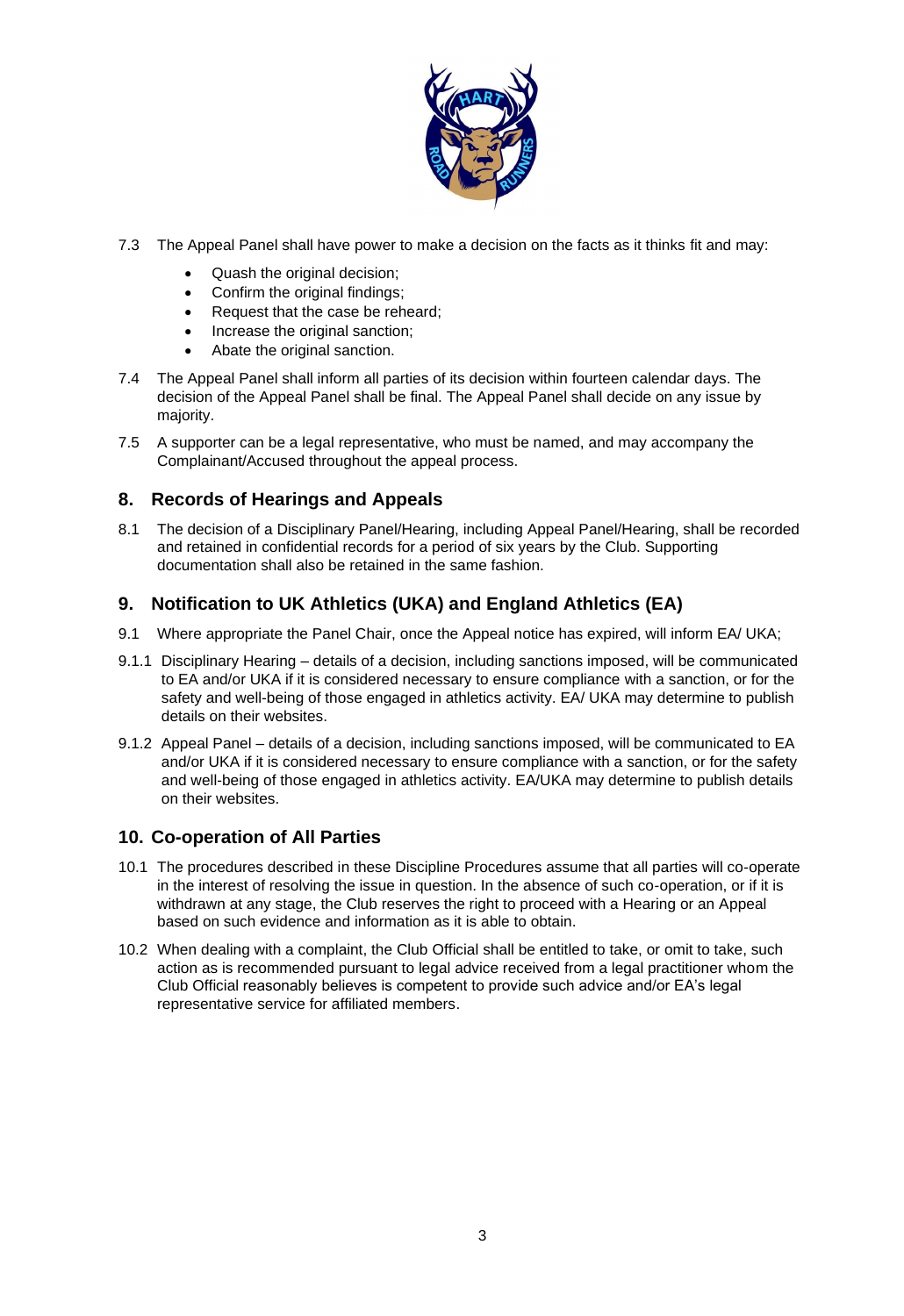7.3 The Appeal Panel shall have power to make a decision on the facts as it thinks fit and may:

- Quash the original decision;
- Confirm the original findings;
- Request that the case be reheard;
- Increase the original sanction;
- Abate the original sanction.

7.4 The Appeal Panel shall inform all parties of its decision within fourteen calendar days. The decision of the Appeal Panel shall be final. The Appeal Panel shall decide on any issue by majority.

7.5 A supporter can be a legal representative, who must be named, and may accompany the Complainant/Accused throughout the appeal process.

## 8. Records of Hearings and Appeals

8.1 The decision of a Disciplinary Panel/Hearing, including Appeal Panel/Hearing, shall be recorded and retained in confidential records for a period of six years by the Club. Supporting documentation shall also be retained in the same fashion.

## 9. Notification to UK Athletics (UKA) and England Athletics (EA)

9.1 Where appropriate the Panel Chair, once the Appeal notice has expired, will inform EA/ UKA;

9.1.1 Disciplinary Hearing – details of a decision, including sanctions imposed, will be communicated to EA and/or UKA if it is considered necessary to ensure compliance with a sanction, or for the safety and well-being of those engaged in athletics activity. EA/ UKA may determine to publish details on their websites.

9.1.2 Appeal Panel – details of a decision, including sanctions imposed, will be communicated to EA and/or UKA if it is considered necessary to ensure compliance with a sanction, or for the safety and well-being of those engaged in athletics activity. EA/UKA may determine to publish details on their websites.

## 10. Co-operation of All Parties

10.1 The procedures described in these Discipline Procedures assume that all parties will co-operate in the interest of resolving the issue in question. In the absence of such co-operation, or if it is withdrawn at any stage, the Club reserves the right to proceed with a Hearing or an Appeal based on such evidence and information as it is able to obtain.

10.2 When dealing with a complaint, the Club Official shall be entitled to take, or omit to take, such action as is recommended pursuant to legal advice received from a legal practitioner whom the Club Official reasonably believes is competent to provide such advice and/or EA's legal representative service for affiliated members.